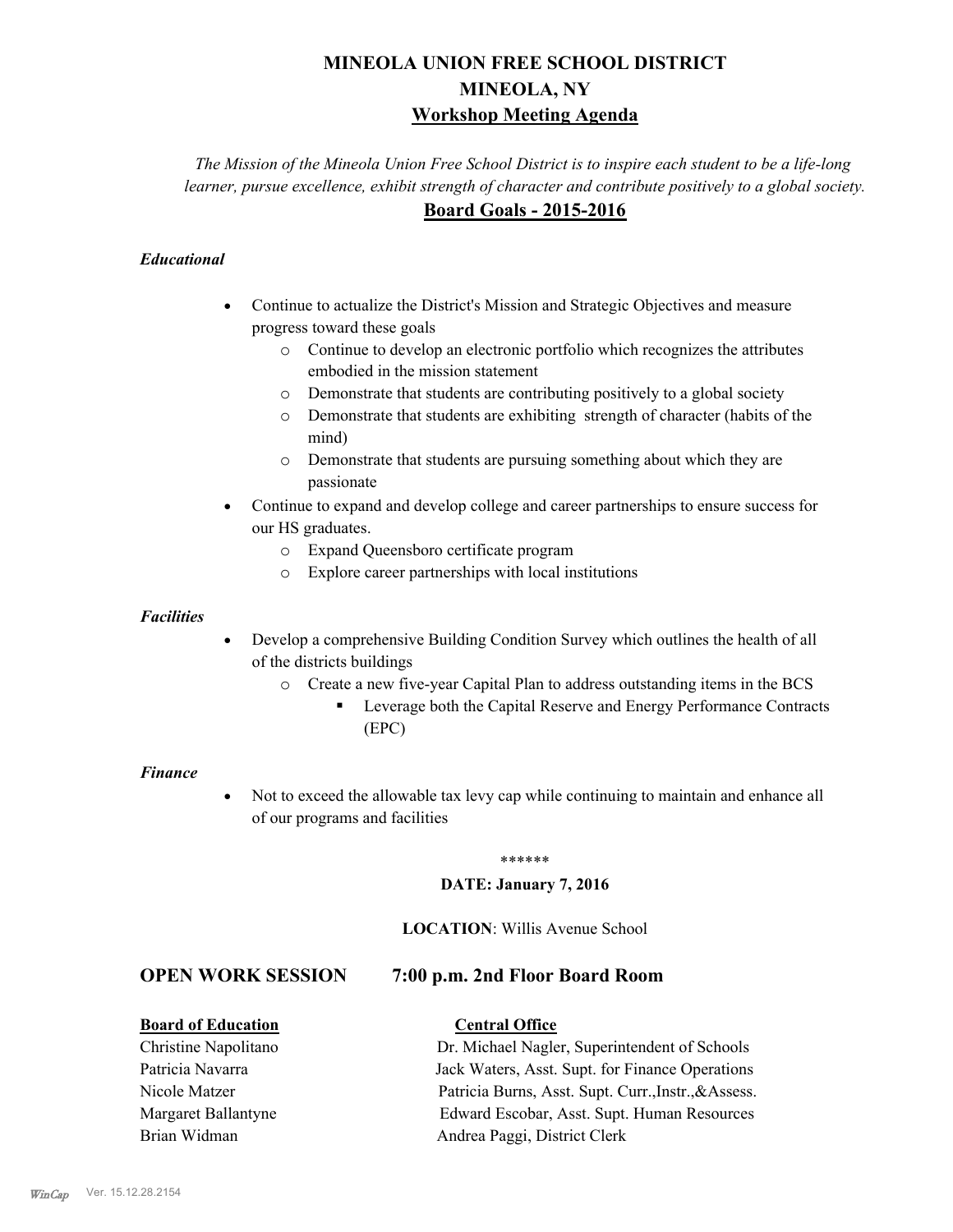# MINEOLA UNION FREE SCHOOL DISTRICT
# MINEOLA, NY
## Workshop Meeting Agenda

*The Mission of the Mineola Union Free School District is to inspire each student to be a life-long learner, pursue excellence, exhibit strength of character and contribute positively to a global society.*

## Board Goals - 2015-2016

***Educational***

- Continue to actualize the District's Mission and Strategic Objectives and measure progress toward these goals
  - Continue to develop an electronic portfolio which recognizes the attributes embodied in the mission statement
  - Demonstrate that students are contributing positively to a global society
  - Demonstrate that students are exhibiting strength of character (habits of the mind)
  - Demonstrate that students are pursuing something about which they are passionate
- Continue to expand and develop college and career partnerships to ensure success for our HS graduates.
  - Expand Queensboro certificate program
  - Explore career partnerships with local institutions

***Facilities***

- Develop a comprehensive Building Condition Survey which outlines the health of all of the districts buildings
  - Create a new five-year Capital Plan to address outstanding items in the BCS
    - Leverage both the Capital Reserve and Energy Performance Contracts (EPC)

***Finance***

- Not to exceed the allowable tax levy cap while continuing to maintain and enhance all of our programs and facilities

\*\*\*\*\*\*

**DATE: January 7, 2016**

**LOCATION**: Willis Avenue School

## OPEN WORK SESSION 7:00 p.m. 2nd Floor Board Room

| **Board of Education** | **Central Office** |
|---|---|
| Christine Napolitano | Dr. Michael Nagler, Superintendent of Schools |
| Patricia Navarra | Jack Waters, Asst. Supt. for Finance Operations |
| Nicole Matzer | Patricia Burns, Asst. Supt. Curr.,Instr.,&Assess. |
| Margaret Ballantyne | Edward Escobar, Asst. Supt. Human Resources |
| Brian Widman | Andrea Paggi, District Clerk |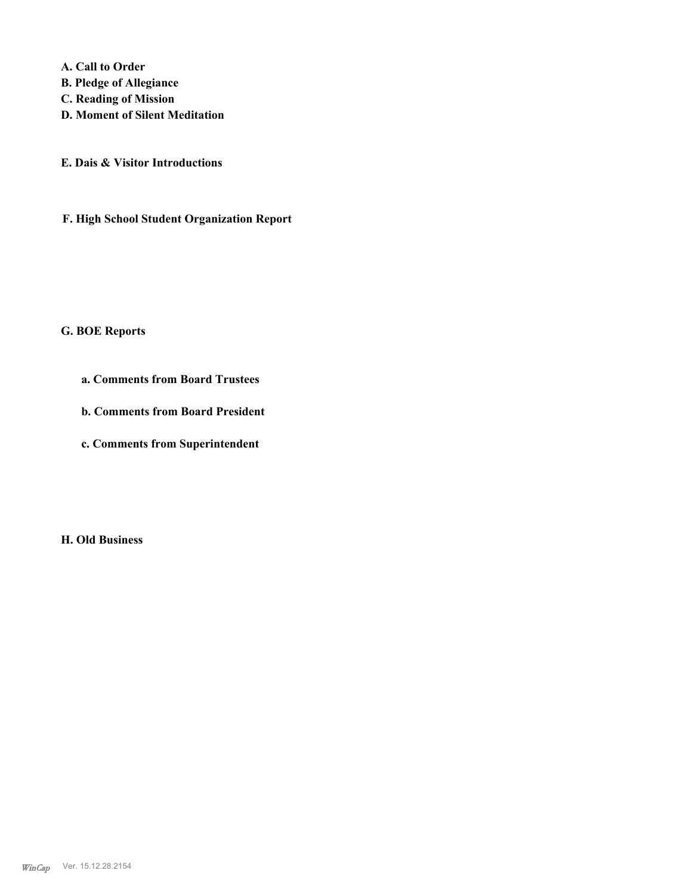**A. Call to Order**
**B. Pledge of Allegiance**
**C. Reading of Mission**
**D. Moment of Silent Meditation**

**E. Dais & Visitor Introductions**

**F. High School Student Organization Report**

**G. BOE Reports**

**a. Comments from Board Trustees**

**b. Comments from Board President**

**c. Comments from Superintendent**

**H. Old Business**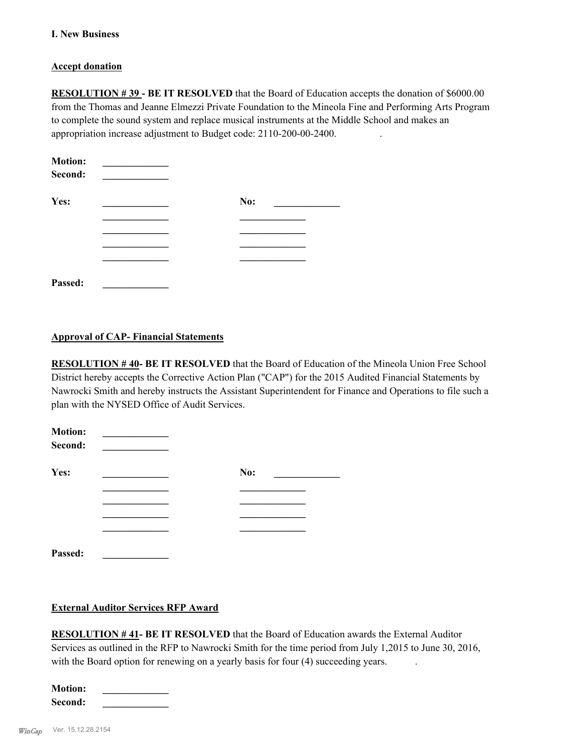**I. New Business**

**Accept donation**

**RESOLUTION # 39 - BE IT RESOLVED** that the Board of Education accepts the donation of $6000.00 from the Thomas and Jeanne Elmezzi Private Foundation to the Mineola Fine and Performing Arts Program to complete the sound system and replace musical instruments at the Middle School and makes an appropriation increase adjustment to Budget code: 2110-200-00-2400.

**Motion:** _____________
**Second:** _____________

| **Yes:** | _____________ | **No:** | _____________ |
|---|---|---|---|
| | _____________ | | _____________ |
| | _____________ | | _____________ |
| | _____________ | | _____________ |
| | _____________ | | _____________ |

**Passed:** _____________

**Approval of CAP- Financial Statements**

**RESOLUTION # 40- BE IT RESOLVED** that the Board of Education of the Mineola Union Free School District hereby accepts the Corrective Action Plan ("CAP") for the 2015 Audited Financial Statements by Nawrocki Smith and hereby instructs the Assistant Superintendent for Finance and Operations to file such a plan with the NYSED Office of Audit Services.

**Motion:** _____________
**Second:** _____________

| **Yes:** | _____________ | **No:** | _____________ |
|---|---|---|---|
| | _____________ | | _____________ |
| | _____________ | | _____________ |
| | _____________ | | _____________ |
| | _____________ | | _____________ |

**Passed:** _____________

**External Auditor Services RFP Award**

**RESOLUTION # 41- BE IT RESOLVED** that the Board of Education awards the External Auditor Services as outlined in the RFP to Nawrocki Smith for the time period from July 1,2015 to June 30, 2016, with the Board option for renewing on a yearly basis for four (4) succeeding years.

**Motion:** _____________
**Second:** _____________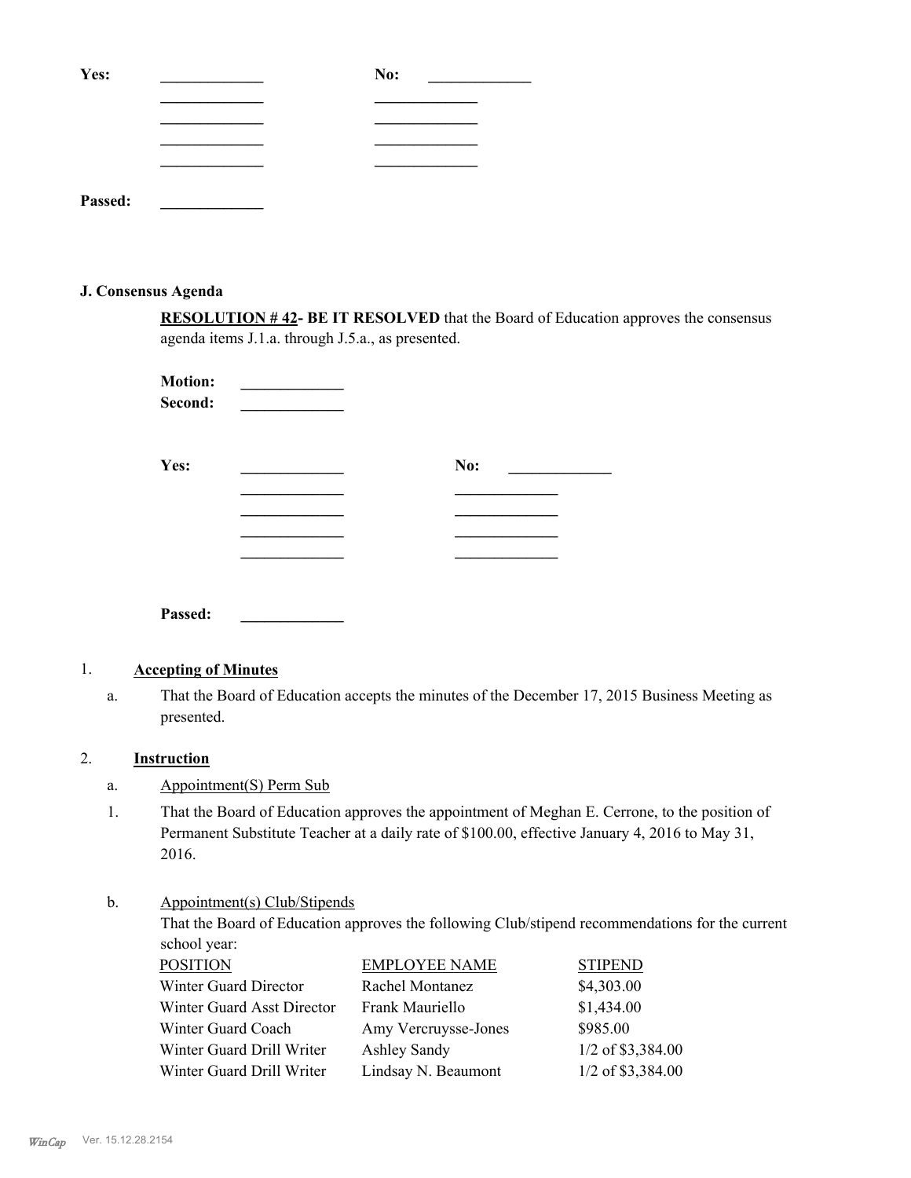**Yes:** _____________ **No:** _____________
_____________ _____________
_____________ _____________
_____________ _____________
_____________ _____________

**Passed:** _____________

### J. Consensus Agenda

**RESOLUTION # 42- BE IT RESOLVED** that the Board of Education approves the consensus agenda items J.1.a. through J.5.a., as presented.

**Motion:** _____________
**Second:** _____________

**Yes:** _____________ **No:** _____________
_____________ _____________
_____________ _____________
_____________ _____________
_____________ _____________

**Passed:** _____________

1. **Accepting of Minutes**

   a. That the Board of Education accepts the minutes of the December 17, 2015 Business Meeting as presented.

2. **Instruction**

   a. Appointment(S) Perm Sub

   1. That the Board of Education approves the appointment of Meghan E. Cerrone, to the position of Permanent Substitute Teacher at a daily rate of $100.00, effective January 4, 2016 to May 31, 2016.

   b. Appointment(s) Club/Stipends

   That the Board of Education approves the following Club/stipend recommendations for the current school year:

| POSITION | EMPLOYEE NAME | STIPEND |
|---|---|---|
| Winter Guard Director | Rachel Montanez | $4,303.00 |
| Winter Guard Asst Director | Frank Mauriello | $1,434.00 |
| Winter Guard Coach | Amy Vercruysse-Jones | $985.00 |
| Winter Guard Drill Writer | Ashley Sandy | 1/2 of $3,384.00 |
| Winter Guard Drill Writer | Lindsay N. Beaumont | 1/2 of $3,384.00 |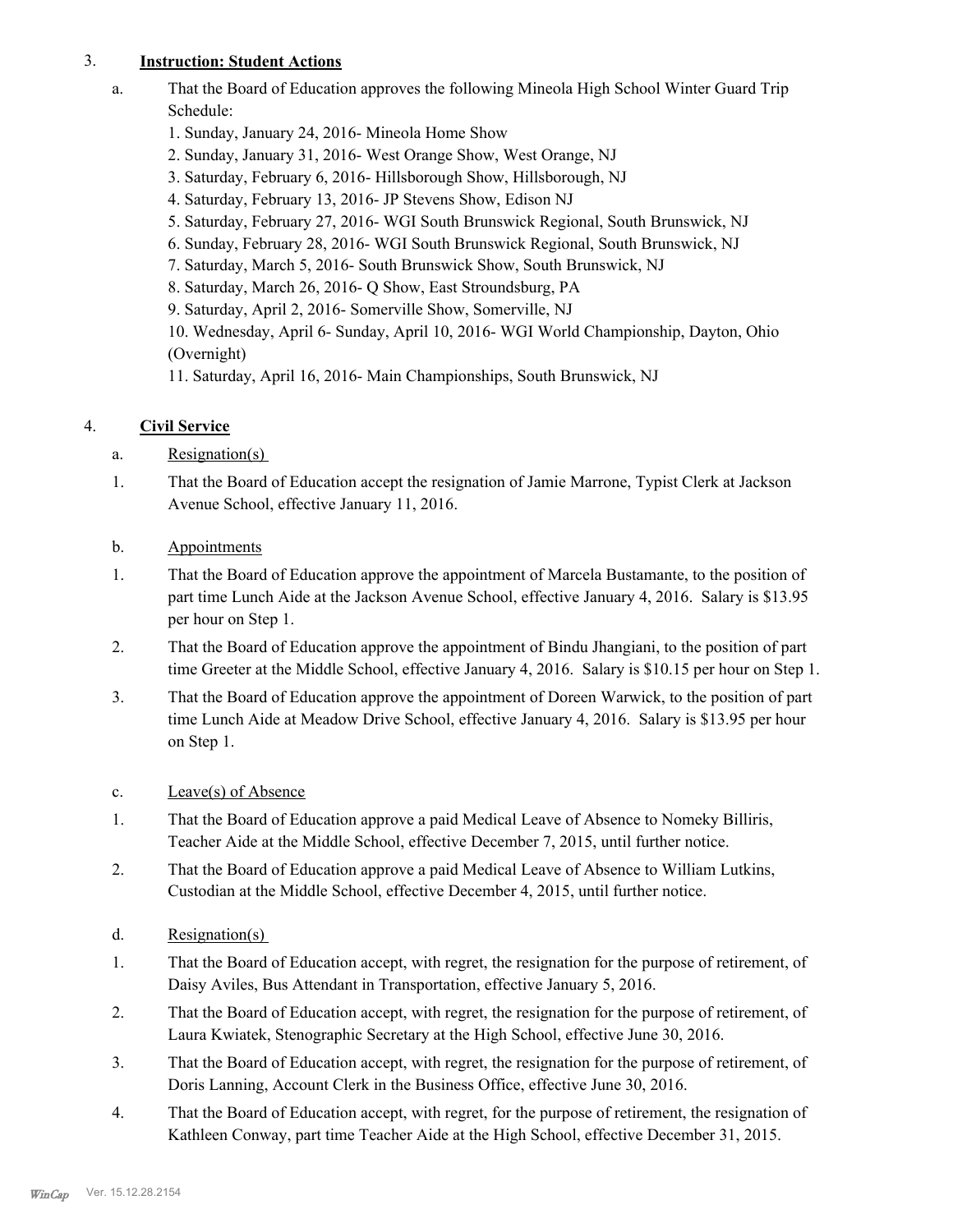3. **Instruction: Student Actions**

a. That the Board of Education approves the following Mineola High School Winter Guard Trip Schedule:

1. Sunday, January 24, 2016- Mineola Home Show
2. Sunday, January 31, 2016- West Orange Show, West Orange, NJ
3. Saturday, February 6, 2016- Hillsborough Show, Hillsborough, NJ
4. Saturday, February 13, 2016- JP Stevens Show, Edison NJ
5. Saturday, February 27, 2016- WGI South Brunswick Regional, South Brunswick, NJ
6. Sunday, February 28, 2016- WGI South Brunswick Regional, South Brunswick, NJ
7. Saturday, March 5, 2016- South Brunswick Show, South Brunswick, NJ
8. Saturday, March 26, 2016- Q Show, East Stroundsburg, PA
9. Saturday, April 2, 2016- Somerville Show, Somerville, NJ
10. Wednesday, April 6- Sunday, April 10, 2016- WGI World Championship, Dayton, Ohio (Overnight)
11. Saturday, April 16, 2016- Main Championships, South Brunswick, NJ

4. **Civil Service**

a. Resignation(s)

1. That the Board of Education accept the resignation of Jamie Marrone, Typist Clerk at Jackson Avenue School, effective January 11, 2016.

b. Appointments

1. That the Board of Education approve the appointment of Marcela Bustamante, to the position of part time Lunch Aide at the Jackson Avenue School, effective January 4, 2016. Salary is $13.95 per hour on Step 1.
2. That the Board of Education approve the appointment of Bindu Jhangiani, to the position of part time Greeter at the Middle School, effective January 4, 2016. Salary is $10.15 per hour on Step 1.
3. That the Board of Education approve the appointment of Doreen Warwick, to the position of part time Lunch Aide at Meadow Drive School, effective January 4, 2016. Salary is $13.95 per hour on Step 1.

c. Leave(s) of Absence

1. That the Board of Education approve a paid Medical Leave of Absence to Nomeky Billiris, Teacher Aide at the Middle School, effective December 7, 2015, until further notice.
2. That the Board of Education approve a paid Medical Leave of Absence to William Lutkins, Custodian at the Middle School, effective December 4, 2015, until further notice.

d. Resignation(s)

1. That the Board of Education accept, with regret, the resignation for the purpose of retirement, of Daisy Aviles, Bus Attendant in Transportation, effective January 5, 2016.
2. That the Board of Education accept, with regret, the resignation for the purpose of retirement, of Laura Kwiatek, Stenographic Secretary at the High School, effective June 30, 2016.
3. That the Board of Education accept, with regret, the resignation for the purpose of retirement, of Doris Lanning, Account Clerk in the Business Office, effective June 30, 2016.
4. That the Board of Education accept, with regret, for the purpose of retirement, the resignation of Kathleen Conway, part time Teacher Aide at the High School, effective December 31, 2015.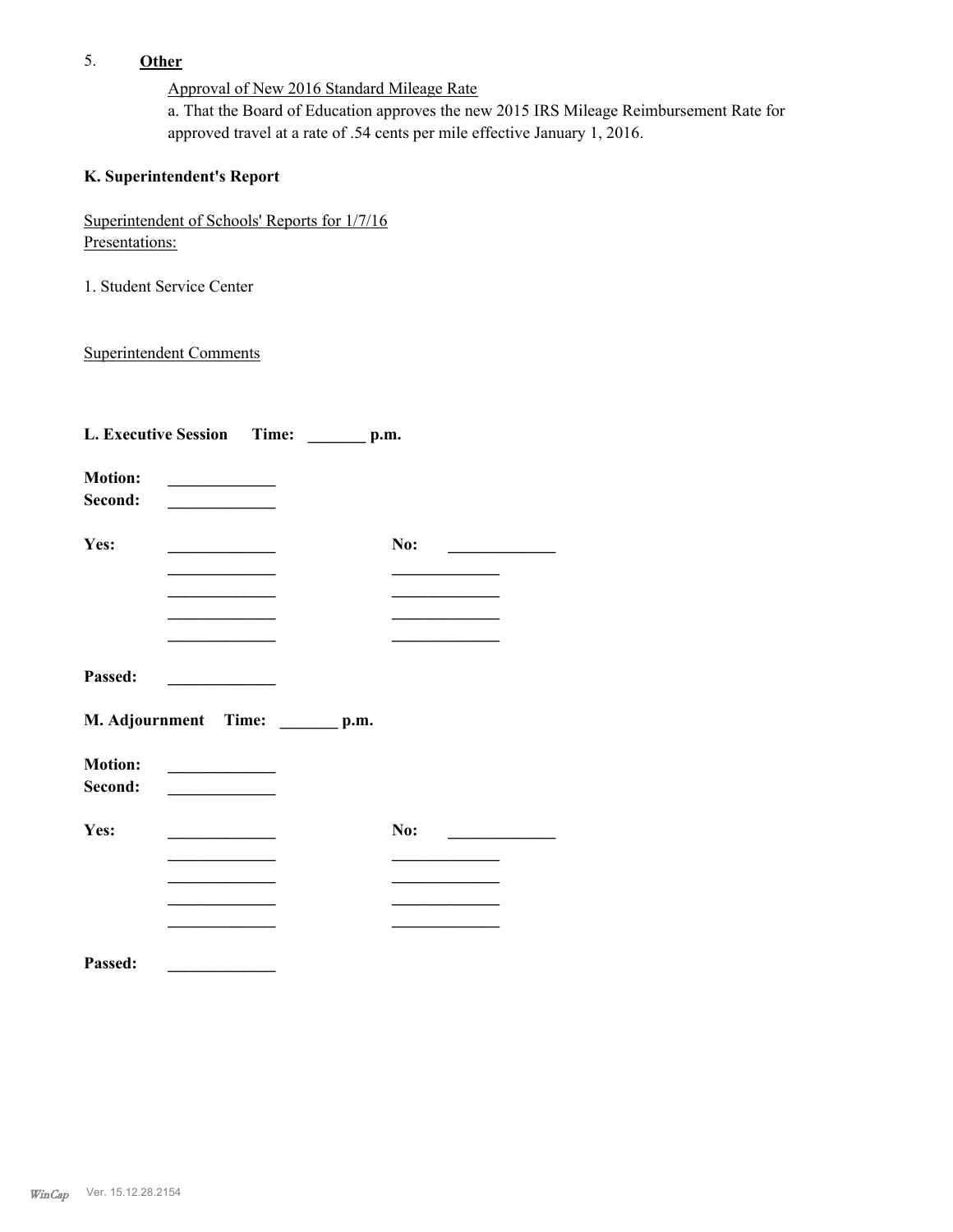5. **Other**

Approval of New 2016 Standard Mileage Rate

a. That the Board of Education approves the new 2015 IRS Mileage Reimbursement Rate for approved travel at a rate of .54 cents per mile effective January 1, 2016.

**K. Superintendent's Report**

Superintendent of Schools' Reports for 1/7/16

Presentations:

1. Student Service Center

Superintendent Comments

**L. Executive Session Time: _______ p.m.**

**Motion:** _____________

**Second:** _____________

**Yes:** _____________ **No:** _____________

_____________ _____________

_____________ _____________

_____________ _____________

_____________ _____________

**Passed:** _____________

**M. Adjournment Time: _______ p.m.**

**Motion:** _____________

**Second:** _____________

**Yes:** _____________ **No:** _____________

_____________ _____________

_____________ _____________

_____________ _____________

_____________ _____________

**Passed:** _____________